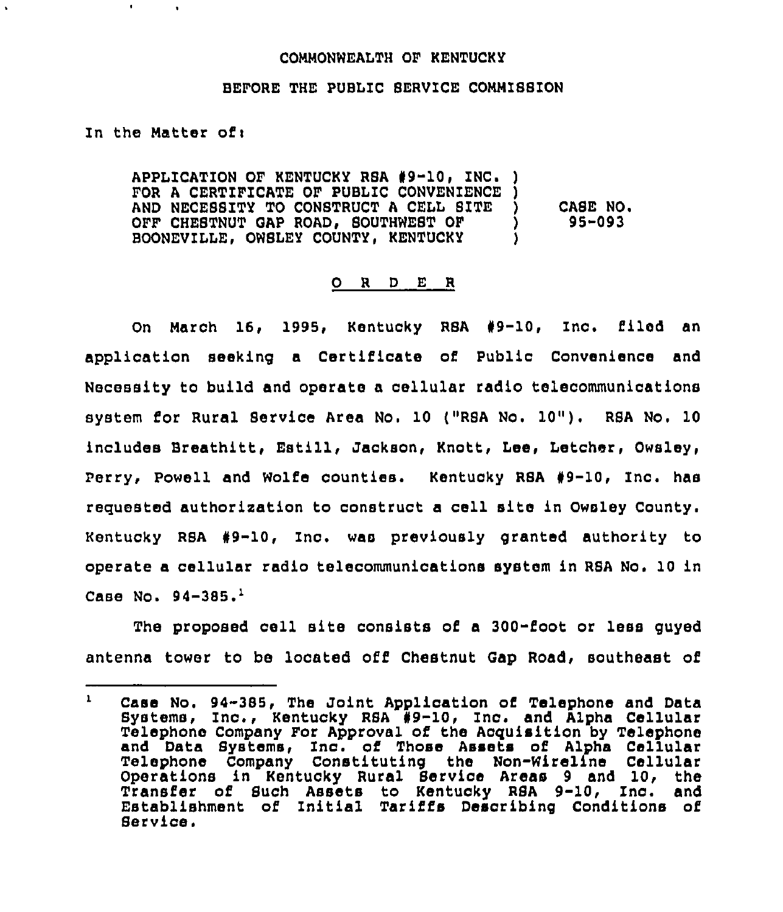COMMONWEALTH OF KENTUCKY

BEFORE THE PUBLIC SERVICE COMMISSION

In the Matter of:

APPLICATION OF KENTUCKY RSA #9-10, INC. FOR A CERTIFICATE OF PUBLIC CONVENIENCE AND NECESSITY TO CONSTRUCT A CELL SITE OFF CHESTNUT GAP ROAD, SOUTHWEST OF BOONEVILLE, OWSLEY COUNTY, KENTUCKY ) CASE NO. 95-093

## O R D E R

On March 16, 1995, Kentucky RSA #9-10, Inc. filed an application seeking a Certificate of Public Convenience and Necessity to build and operate a cellular radio telecommunications system for Rural Service Area No. 10 ("RSA No. 10"). RSA No. 10 includes Breathitt, Estill, Jackson, Knott, Lee, Letcher, Owsley, Perry, Powell and Wolfe counties. Kentucky RSA #9-10, Inc. has requested authorization to construct a cell site in Owsley County. Kentucky RSA #9-10, Inc. was previously granted authority to operate a cellular radio telecommunications system in RSA No. 10 in Case No. 94-385.[1]

The proposed cell site consists of a 300-foot or less guyed antenna tower to be located off Chestnut Gap Road, southeast of

---

[1] Case No. 94-385, The Joint Application of Telephone and Data Systems, Inc., Kentucky RSA #9-10, Inc. and Alpha Cellular Telephone Company For Approval of the Acquisition by Telephone and Data Systems, Inc. of Those Assets of Alpha Cellular Telephone Company Constituting the Non-Wireline Cellular Operations in Kentucky Rural Service Areas 9 and 10, the Transfer of Such Assets to Kentucky RSA 9-10, Inc. and Establishment of Initial Tariffs Describing Conditions of Service.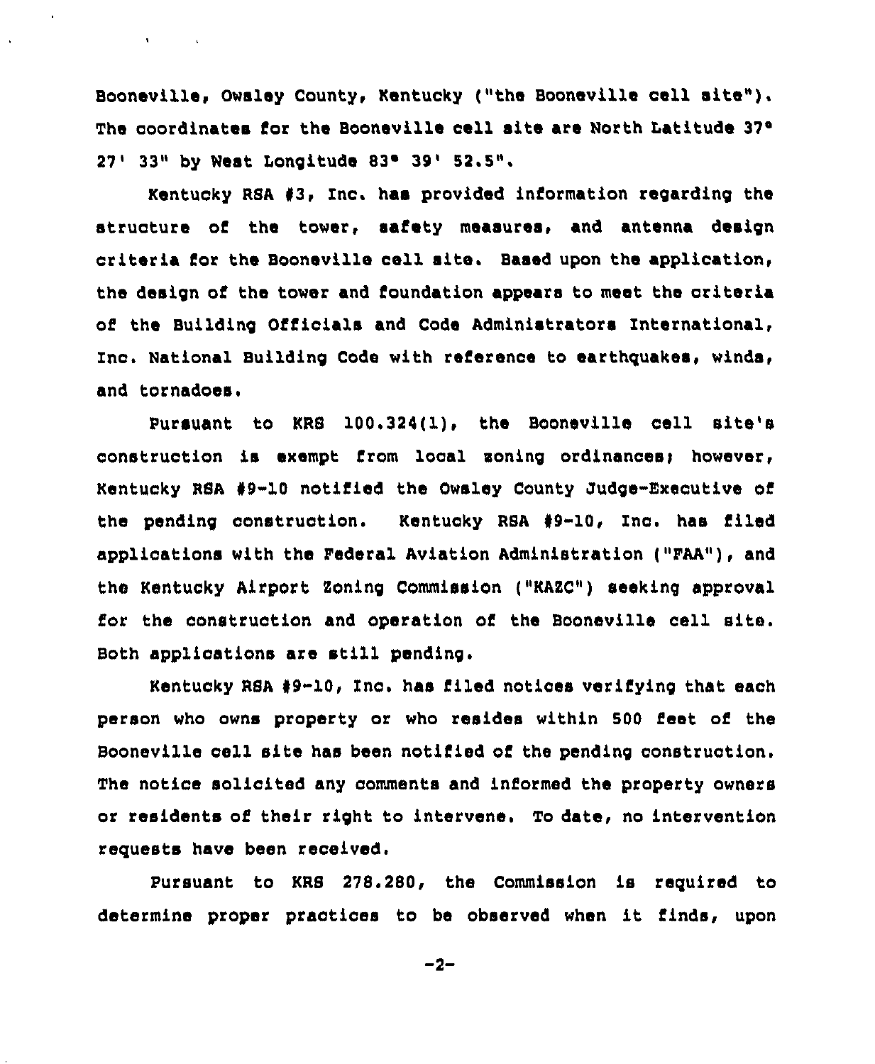Booneville, Owsley County, Kentucky ("the Booneville cell site"). The coordinates for the Booneville cell site are North Latitude 37° 27' 33" by West Longitude 83° 39' 52.5".

Kentucky RSA #3, Inc. has provided information regarding the structure of the tower, safety measures, and antenna design criteria for the Booneville cell site. Based upon the application, the design of the tower and foundation appears to meet the criteria of the Building Officials and Code Administrators International, Inc. National Building Code with reference to earthquakes, winds, and tornadoes.

Pursuant to KRS 100.324(1), the Booneville cell site's construction is exempt from local zoning ordinances; however, Kentucky RSA #9-10 notified the Owsley County Judge-Executive of the pending construction. Kentucky RSA #9-10, Inc. has filed applications with the Federal Aviation Administration ("FAA"), and the Kentucky Airport Zoning Commission ("KAZC") seeking approval for the construction and operation of the Booneville cell site. Both applications are still pending.

Kentucky RSA #9-10, Inc. has filed notices verifying that each person who owns property or who resides within 500 feet of the Booneville cell site has been notified of the pending construction. The notice solicited any comments and informed the property owners or residents of their right to intervene. To date, no intervention requests have been received.

Pursuant to KRS 278.280, the Commission is required to determine proper practices to be observed when it finds, upon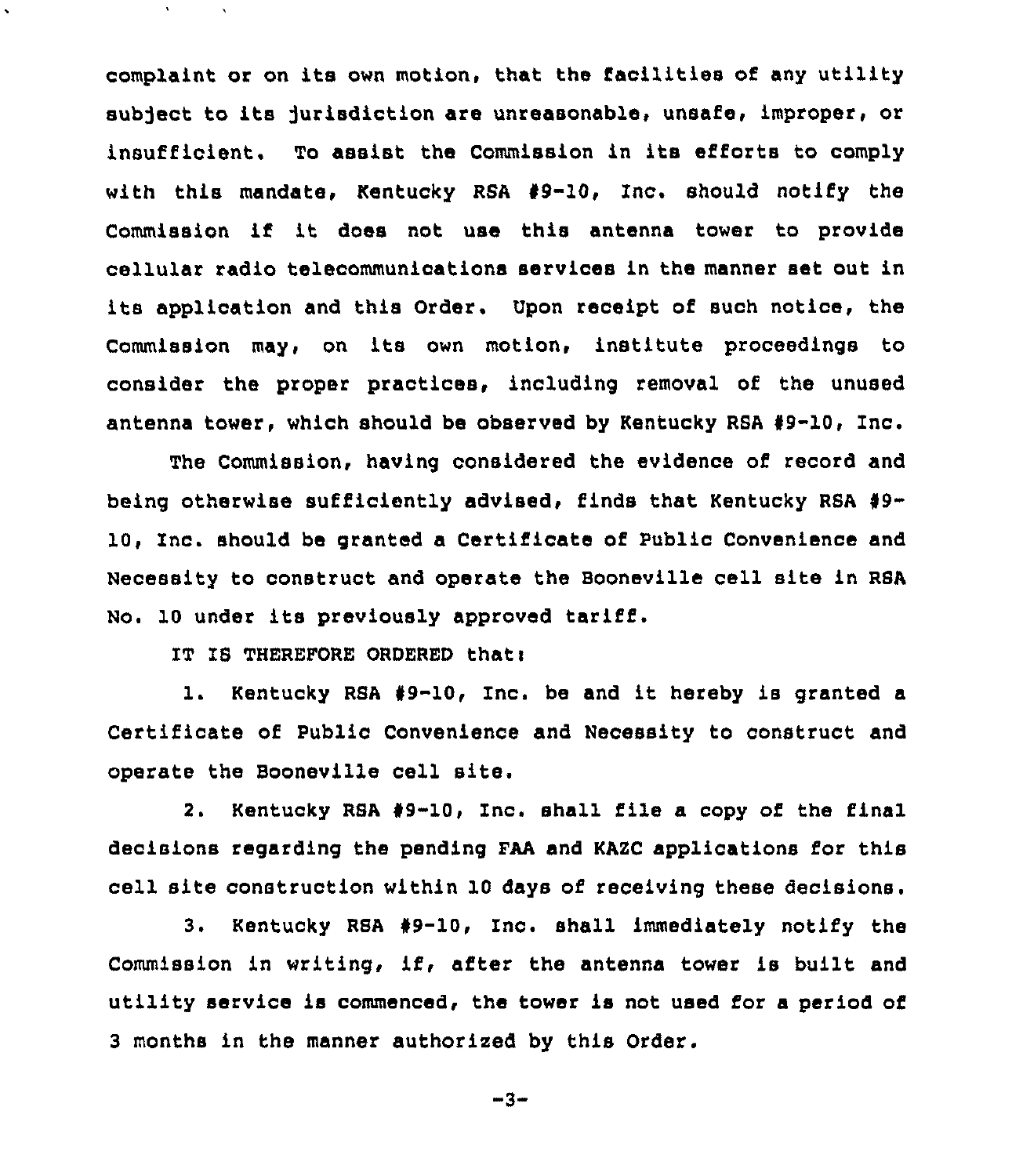complaint or on its own motion, that the facilities of any utility subject to its jurisdiction are unreasonable, unsafe, improper, or insufficient. To assist the Commission in its efforts to comply with this mandate, Kentucky RSA #9-10, Inc. should notify the Commission if it does not use this antenna tower to provide cellular radio telecommunications services in the manner set out in its application and this Order. Upon receipt of such notice, the Commission may, on its own motion, institute proceedings to consider the proper practices, including removal of the unused antenna tower, which should be observed by Kentucky RSA #9-10, Inc.

The Commission, having considered the evidence of record and being otherwise sufficiently advised, finds that Kentucky RSA #9-10, Inc. should be granted a Certificate of Public Convenience and Necessity to construct and operate the Booneville cell site in RSA No. 10 under its previously approved tariff.

IT IS THEREFORE ORDERED that:

1. Kentucky RSA #9-10, Inc. be and it hereby is granted a Certificate of Public Convenience and Necessity to construct and operate the Booneville cell site.

2. Kentucky RSA #9-10, Inc. shall file a copy of the final decisions regarding the pending FAA and KAZC applications for this cell site construction within 10 days of receiving these decisions.

3. Kentucky RSA #9-10, Inc. shall immediately notify the Commission in writing, if, after the antenna tower is built and utility service is commenced, the tower is not used for a period of 3 months in the manner authorized by this Order.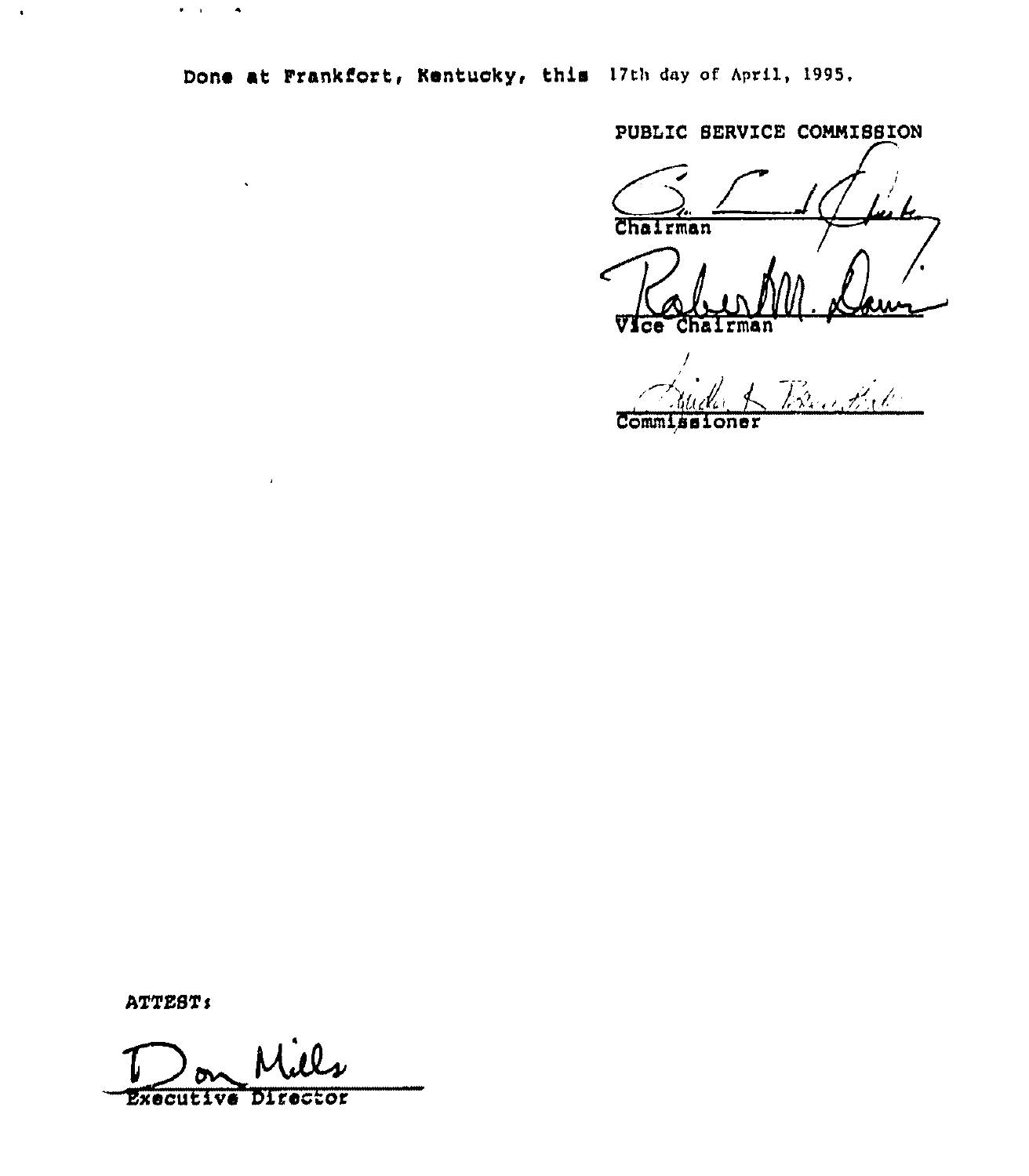Done at Frankfort, Kentucky, this 17th day of April, 1995.

PUBLIC SERVICE COMMISSION

Chairman

Vice Chairman

Commissioner

ATTEST:

Executive Director